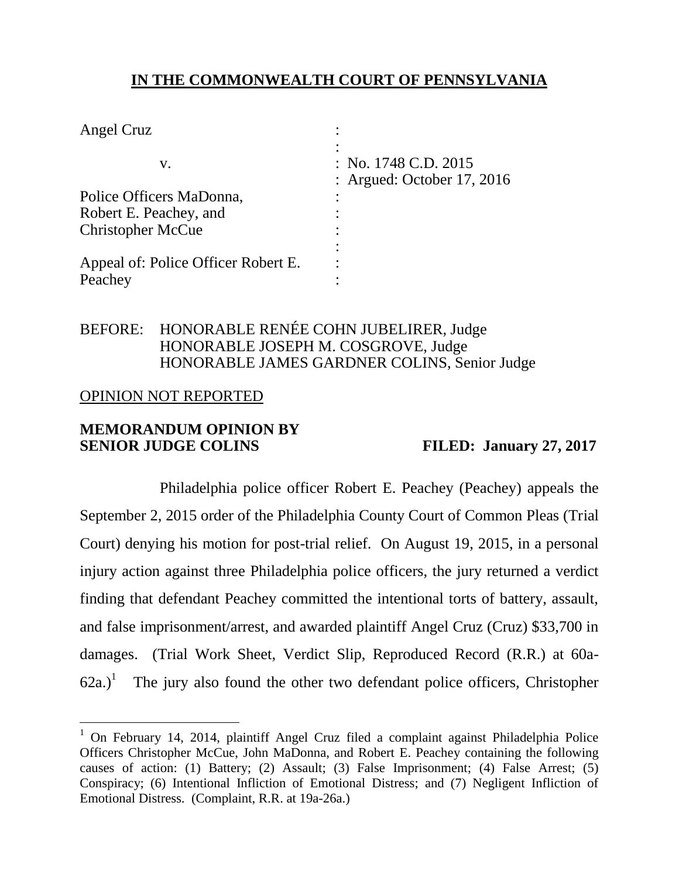# IN THE COMMONWEALTH COURT OF PENNSYLVANIA

| | |
|---|---|
| Angel Cruz | : |
| | : |
| v. | : No. 1748 C.D. 2015 |
| | : Argued: October 17, 2016 |
| Police Officers MaDonna, | : |
| Robert E. Peachey, and | : |
| Christopher McCue | : |
| | : |
| Appeal of: Police Officer Robert E. Peachey | : |

BEFORE: HONORABLE RENÉE COHN JUBELIRER, Judge
HONORABLE JOSEPH M. COSGROVE, Judge
HONORABLE JAMES GARDNER COLINS, Senior Judge

OPINION NOT REPORTED

**MEMORANDUM OPINION BY SENIOR JUDGE COLINS** **FILED: January 27, 2017**

Philadelphia police officer Robert E. Peachey (Peachey) appeals the September 2, 2015 order of the Philadelphia County Court of Common Pleas (Trial Court) denying his motion for post-trial relief. On August 19, 2015, in a personal injury action against three Philadelphia police officers, the jury returned a verdict finding that defendant Peachey committed the intentional torts of battery, assault, and false imprisonment/arrest, and awarded plaintiff Angel Cruz (Cruz) $33,700 in damages. (Trial Work Sheet, Verdict Slip, Reproduced Record (R.R.) at 60a-62a.)[1] The jury also found the other two defendant police officers, Christopher

[1] On February 14, 2014, plaintiff Angel Cruz filed a complaint against Philadelphia Police Officers Christopher McCue, John MaDonna, and Robert E. Peachey containing the following causes of action: (1) Battery; (2) Assault; (3) False Imprisonment; (4) False Arrest; (5) Conspiracy; (6) Intentional Infliction of Emotional Distress; and (7) Negligent Infliction of Emotional Distress. (Complaint, R.R. at 19a-26a.)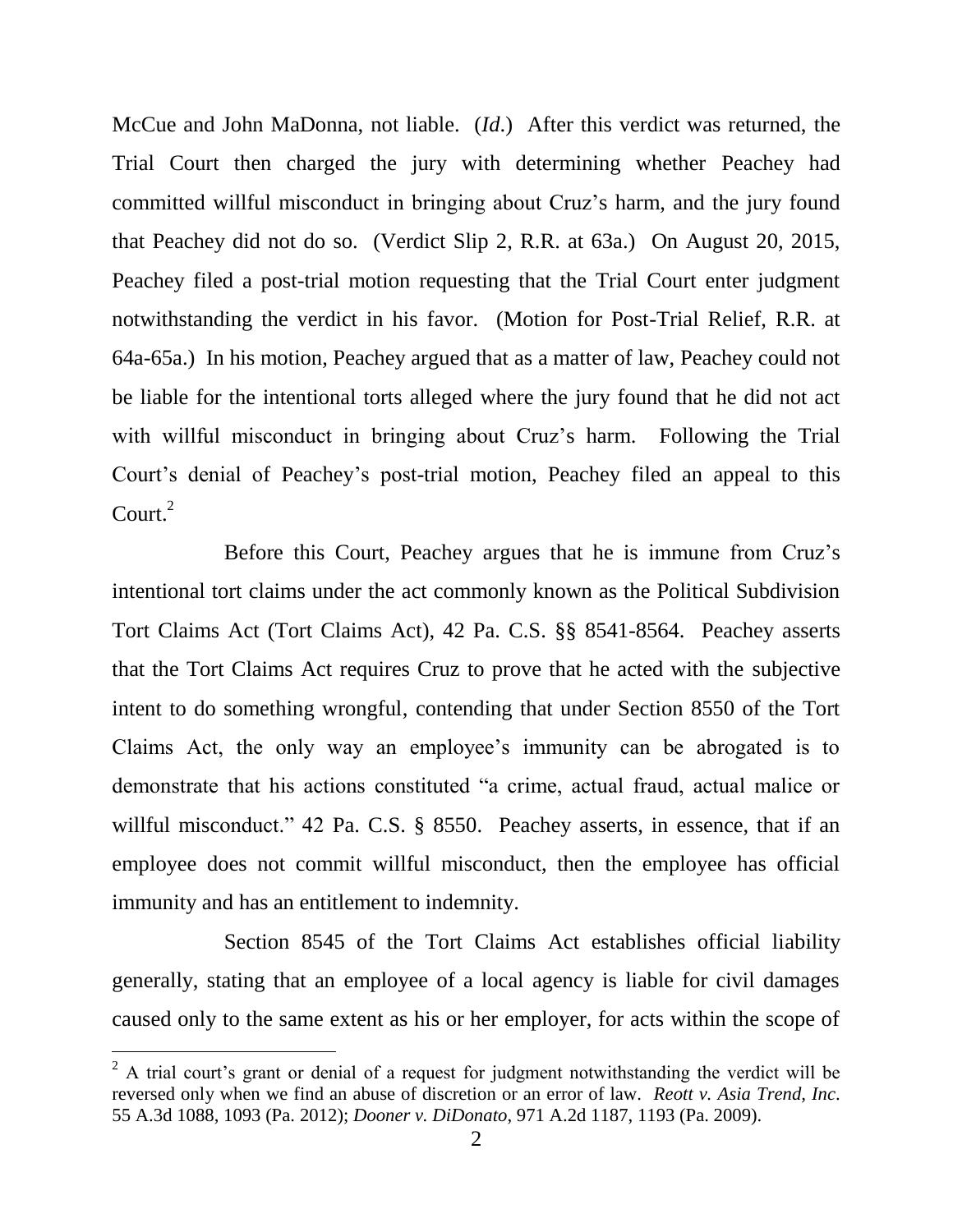McCue and John MaDonna, not liable. (*Id*.) After this verdict was returned, the Trial Court then charged the jury with determining whether Peachey had committed willful misconduct in bringing about Cruz's harm, and the jury found that Peachey did not do so. (Verdict Slip 2, R.R. at 63a.) On August 20, 2015, Peachey filed a post-trial motion requesting that the Trial Court enter judgment notwithstanding the verdict in his favor. (Motion for Post-Trial Relief, R.R. at 64a-65a.) In his motion, Peachey argued that as a matter of law, Peachey could not be liable for the intentional torts alleged where the jury found that he did not act with willful misconduct in bringing about Cruz's harm. Following the Trial Court's denial of Peachey's post-trial motion, Peachey filed an appeal to this Court.[2]

Before this Court, Peachey argues that he is immune from Cruz's intentional tort claims under the act commonly known as the Political Subdivision Tort Claims Act (Tort Claims Act), 42 Pa. C.S. §§ 8541-8564. Peachey asserts that the Tort Claims Act requires Cruz to prove that he acted with the subjective intent to do something wrongful, contending that under Section 8550 of the Tort Claims Act, the only way an employee's immunity can be abrogated is to demonstrate that his actions constituted "a crime, actual fraud, actual malice or willful misconduct." 42 Pa. C.S. § 8550. Peachey asserts, in essence, that if an employee does not commit willful misconduct, then the employee has official immunity and has an entitlement to indemnity.

Section 8545 of the Tort Claims Act establishes official liability generally, stating that an employee of a local agency is liable for civil damages caused only to the same extent as his or her employer, for acts within the scope of

---

[2] A trial court's grant or denial of a request for judgment notwithstanding the verdict will be reversed only when we find an abuse of discretion or an error of law. *Reott v. Asia Trend, Inc*. 55 A.3d 1088, 1093 (Pa. 2012); *Dooner v. DiDonato*, 971 A.2d 1187, 1193 (Pa. 2009).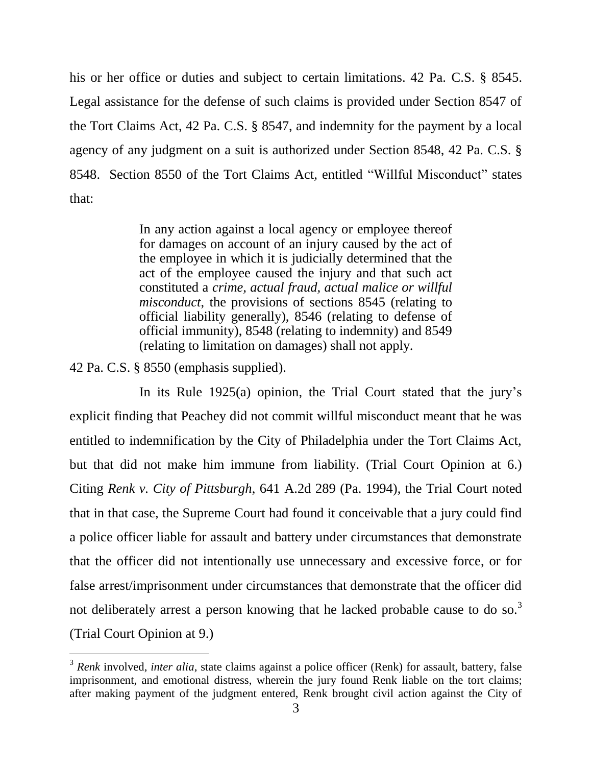his or her office or duties and subject to certain limitations. 42 Pa. C.S. § 8545. Legal assistance for the defense of such claims is provided under Section 8547 of the Tort Claims Act, 42 Pa. C.S. § 8547, and indemnity for the payment by a local agency of any judgment on a suit is authorized under Section 8548, 42 Pa. C.S. § 8548. Section 8550 of the Tort Claims Act, entitled "Willful Misconduct" states that:

> In any action against a local agency or employee thereof for damages on account of an injury caused by the act of the employee in which it is judicially determined that the act of the employee caused the injury and that such act constituted a *crime, actual fraud, actual malice or willful misconduct*, the provisions of sections 8545 (relating to official liability generally), 8546 (relating to defense of official immunity), 8548 (relating to indemnity) and 8549 (relating to limitation on damages) shall not apply.

42 Pa. C.S. § 8550 (emphasis supplied).

In its Rule 1925(a) opinion, the Trial Court stated that the jury's explicit finding that Peachey did not commit willful misconduct meant that he was entitled to indemnification by the City of Philadelphia under the Tort Claims Act, but that did not make him immune from liability. (Trial Court Opinion at 6.) Citing *Renk v. City of Pittsburgh*, 641 A.2d 289 (Pa. 1994), the Trial Court noted that in that case, the Supreme Court had found it conceivable that a jury could find a police officer liable for assault and battery under circumstances that demonstrate that the officer did not intentionally use unnecessary and excessive force, or for false arrest/imprisonment under circumstances that demonstrate that the officer did not deliberately arrest a person knowing that he lacked probable cause to do so.[3] (Trial Court Opinion at 9.)

[3] *Renk* involved, *inter alia*, state claims against a police officer (Renk) for assault, battery, false imprisonment, and emotional distress, wherein the jury found Renk liable on the tort claims; after making payment of the judgment entered, Renk brought civil action against the City of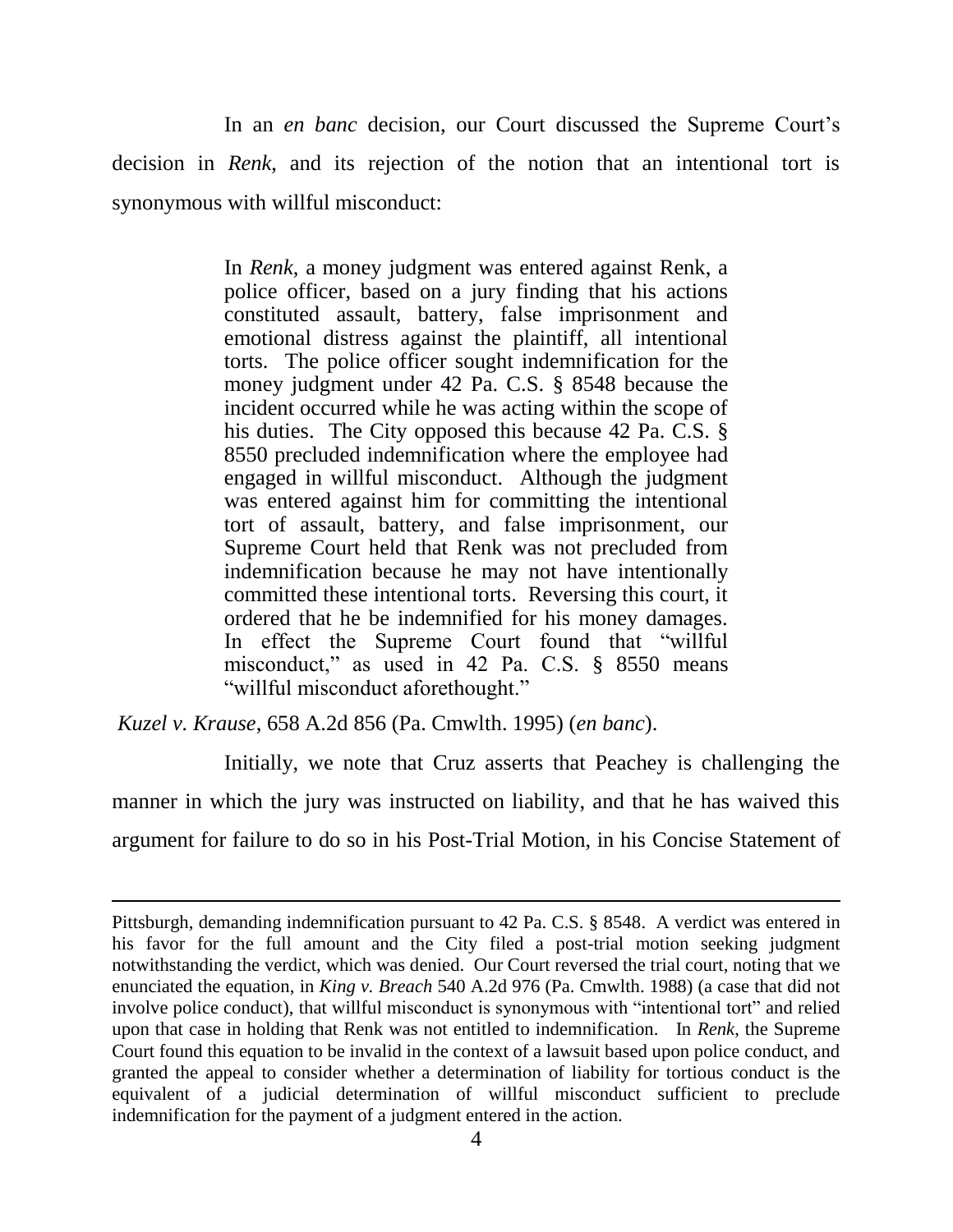In an *en banc* decision, our Court discussed the Supreme Court's decision in *Renk*, and its rejection of the notion that an intentional tort is synonymous with willful misconduct:

> In *Renk*, a money judgment was entered against Renk, a police officer, based on a jury finding that his actions constituted assault, battery, false imprisonment and emotional distress against the plaintiff, all intentional torts. The police officer sought indemnification for the money judgment under 42 Pa. C.S. § 8548 because the incident occurred while he was acting within the scope of his duties. The City opposed this because 42 Pa. C.S. § 8550 precluded indemnification where the employee had engaged in willful misconduct. Although the judgment was entered against him for committing the intentional tort of assault, battery, and false imprisonment, our Supreme Court held that Renk was not precluded from indemnification because he may not have intentionally committed these intentional torts. Reversing this court, it ordered that he be indemnified for his money damages. In effect the Supreme Court found that "willful misconduct," as used in 42 Pa. C.S. § 8550 means "willful misconduct aforethought."

*Kuzel v. Krause*, 658 A.2d 856 (Pa. Cmwlth. 1995) (*en banc*).

Initially, we note that Cruz asserts that Peachey is challenging the manner in which the jury was instructed on liability, and that he has waived this argument for failure to do so in his Post-Trial Motion, in his Concise Statement of

---

Pittsburgh, demanding indemnification pursuant to 42 Pa. C.S. § 8548. A verdict was entered in his favor for the full amount and the City filed a post-trial motion seeking judgment notwithstanding the verdict, which was denied. Our Court reversed the trial court, noting that we enunciated the equation, in *King v. Breach* 540 A.2d 976 (Pa. Cmwlth. 1988) (a case that did not involve police conduct), that willful misconduct is synonymous with "intentional tort" and relied upon that case in holding that Renk was not entitled to indemnification. In *Renk*, the Supreme Court found this equation to be invalid in the context of a lawsuit based upon police conduct, and granted the appeal to consider whether a determination of liability for tortious conduct is the equivalent of a judicial determination of willful misconduct sufficient to preclude indemnification for the payment of a judgment entered in the action.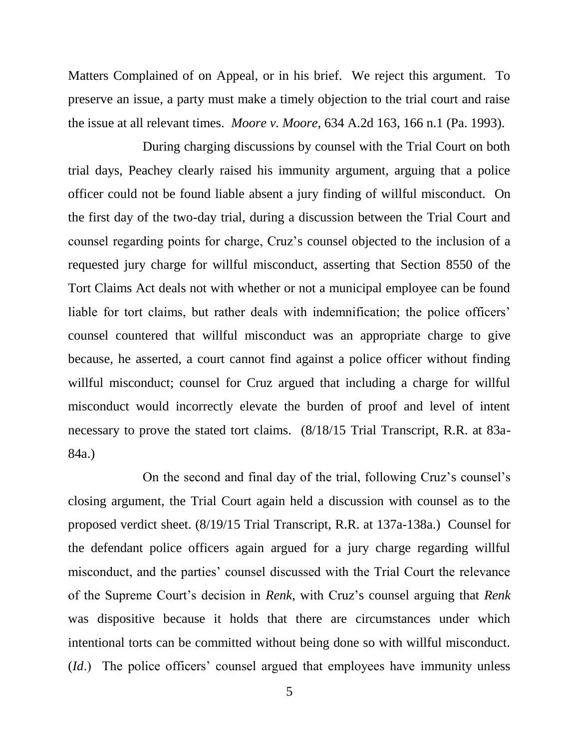Matters Complained of on Appeal, or in his brief. We reject this argument. To preserve an issue, a party must make a timely objection to the trial court and raise the issue at all relevant times. *Moore v. Moore*, 634 A.2d 163, 166 n.1 (Pa. 1993).

During charging discussions by counsel with the Trial Court on both trial days, Peachey clearly raised his immunity argument, arguing that a police officer could not be found liable absent a jury finding of willful misconduct. On the first day of the two-day trial, during a discussion between the Trial Court and counsel regarding points for charge, Cruz's counsel objected to the inclusion of a requested jury charge for willful misconduct, asserting that Section 8550 of the Tort Claims Act deals not with whether or not a municipal employee can be found liable for tort claims, but rather deals with indemnification; the police officers' counsel countered that willful misconduct was an appropriate charge to give because, he asserted, a court cannot find against a police officer without finding willful misconduct; counsel for Cruz argued that including a charge for willful misconduct would incorrectly elevate the burden of proof and level of intent necessary to prove the stated tort claims. (8/18/15 Trial Transcript, R.R. at 83a-84a.)

On the second and final day of the trial, following Cruz's counsel's closing argument, the Trial Court again held a discussion with counsel as to the proposed verdict sheet. (8/19/15 Trial Transcript, R.R. at 137a-138a.) Counsel for the defendant police officers again argued for a jury charge regarding willful misconduct, and the parties' counsel discussed with the Trial Court the relevance of the Supreme Court's decision in *Renk*, with Cruz's counsel arguing that *Renk* was dispositive because it holds that there are circumstances under which intentional torts can be committed without being done so with willful misconduct. (*Id*.) The police officers' counsel argued that employees have immunity unless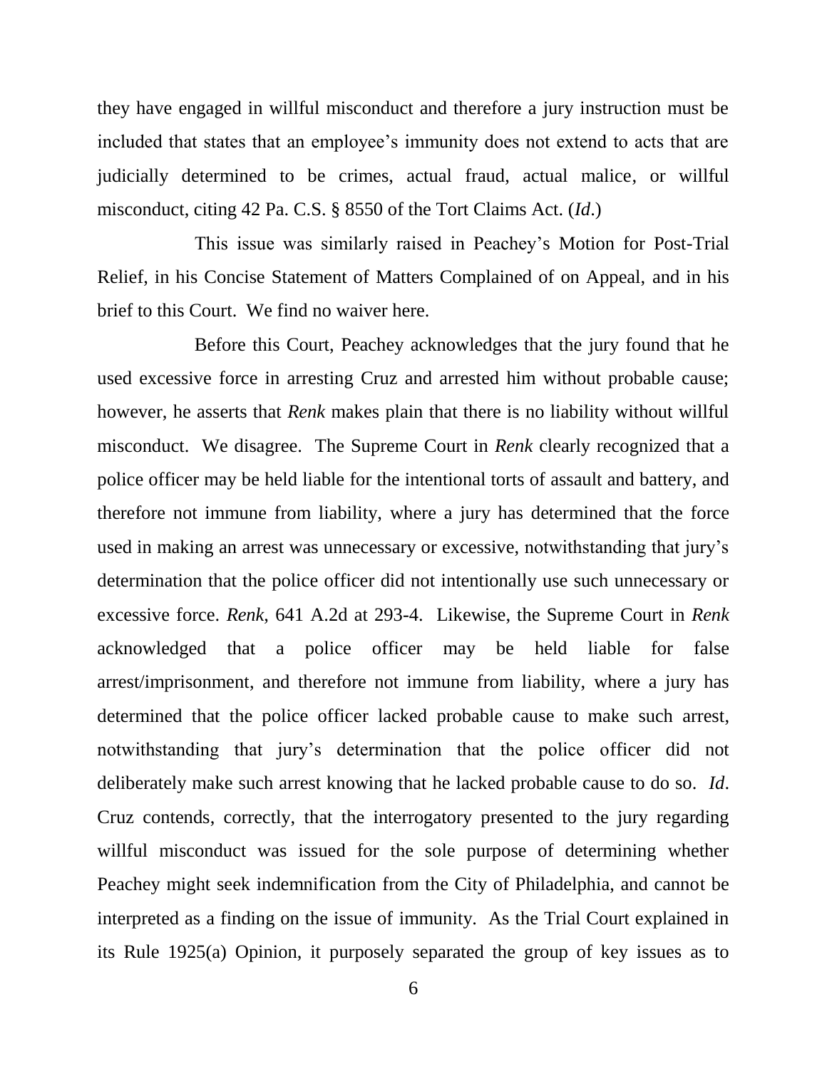they have engaged in willful misconduct and therefore a jury instruction must be included that states that an employee's immunity does not extend to acts that are judicially determined to be crimes, actual fraud, actual malice, or willful misconduct, citing 42 Pa. C.S. § 8550 of the Tort Claims Act. (*Id*.)

This issue was similarly raised in Peachey's Motion for Post-Trial Relief, in his Concise Statement of Matters Complained of on Appeal, and in his brief to this Court. We find no waiver here.

Before this Court, Peachey acknowledges that the jury found that he used excessive force in arresting Cruz and arrested him without probable cause; however, he asserts that *Renk* makes plain that there is no liability without willful misconduct. We disagree. The Supreme Court in *Renk* clearly recognized that a police officer may be held liable for the intentional torts of assault and battery, and therefore not immune from liability, where a jury has determined that the force used in making an arrest was unnecessary or excessive, notwithstanding that jury's determination that the police officer did not intentionally use such unnecessary or excessive force. *Renk*, 641 A.2d at 293-4. Likewise, the Supreme Court in *Renk* acknowledged that a police officer may be held liable for false arrest/imprisonment, and therefore not immune from liability, where a jury has determined that the police officer lacked probable cause to make such arrest, notwithstanding that jury's determination that the police officer did not deliberately make such arrest knowing that he lacked probable cause to do so. *Id*. Cruz contends, correctly, that the interrogatory presented to the jury regarding willful misconduct was issued for the sole purpose of determining whether Peachey might seek indemnification from the City of Philadelphia, and cannot be interpreted as a finding on the issue of immunity. As the Trial Court explained in its Rule 1925(a) Opinion, it purposely separated the group of key issues as to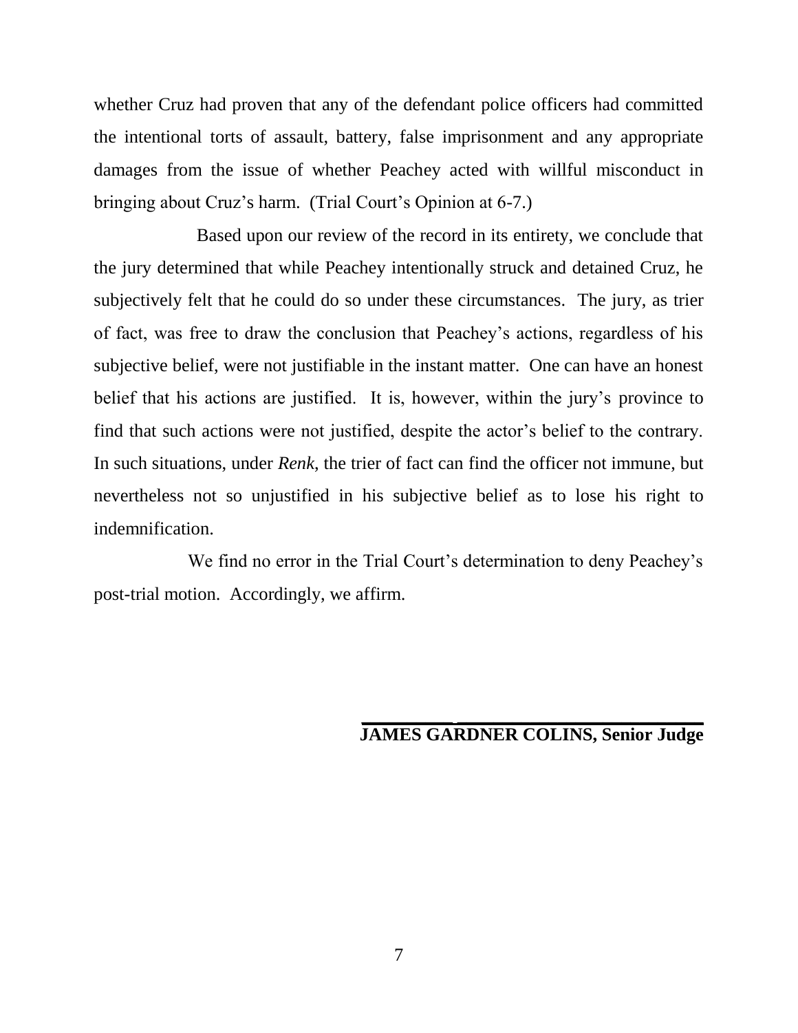whether Cruz had proven that any of the defendant police officers had committed the intentional torts of assault, battery, false imprisonment and any appropriate damages from the issue of whether Peachey acted with willful misconduct in bringing about Cruz's harm. (Trial Court's Opinion at 6-7.)

Based upon our review of the record in its entirety, we conclude that the jury determined that while Peachey intentionally struck and detained Cruz, he subjectively felt that he could do so under these circumstances. The jury, as trier of fact, was free to draw the conclusion that Peachey's actions, regardless of his subjective belief, were not justifiable in the instant matter. One can have an honest belief that his actions are justified. It is, however, within the jury's province to find that such actions were not justified, despite the actor's belief to the contrary. In such situations, under *Renk*, the trier of fact can find the officer not immune, but nevertheless not so unjustified in his subjective belief as to lose his right to indemnification.

We find no error in the Trial Court's determination to deny Peachey's post-trial motion. Accordingly, we affirm.

**JAMES GARDNER COLINS, Senior Judge**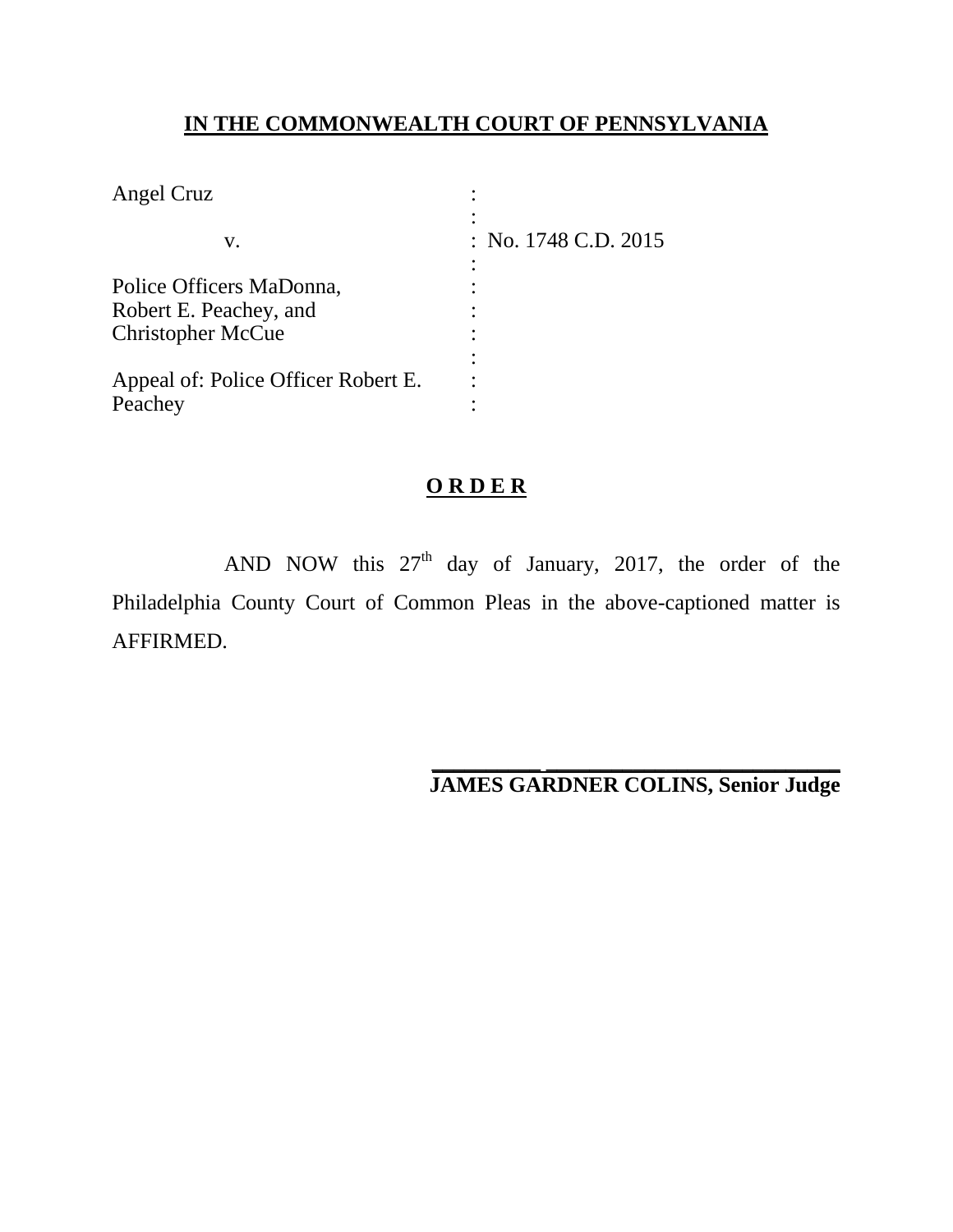**IN THE COMMONWEALTH COURT OF PENNSYLVANIA**

| | | |
|---|---|---|
| Angel Cruz | : | |
| | : | |
| v. | : | No. 1748 C.D. 2015 |
| | : | |
| Police Officers MaDonna, | : | |
| Robert E. Peachey, and | : | |
| Christopher McCue | : | |
| | : | |
| Appeal of: Police Officer Robert E. Peachey | : | |

**O R D E R**

AND NOW this 27th day of January, 2017, the order of the Philadelphia County Court of Common Pleas in the above-captioned matter is AFFIRMED.

**JAMES GARDNER COLINS, Senior Judge**